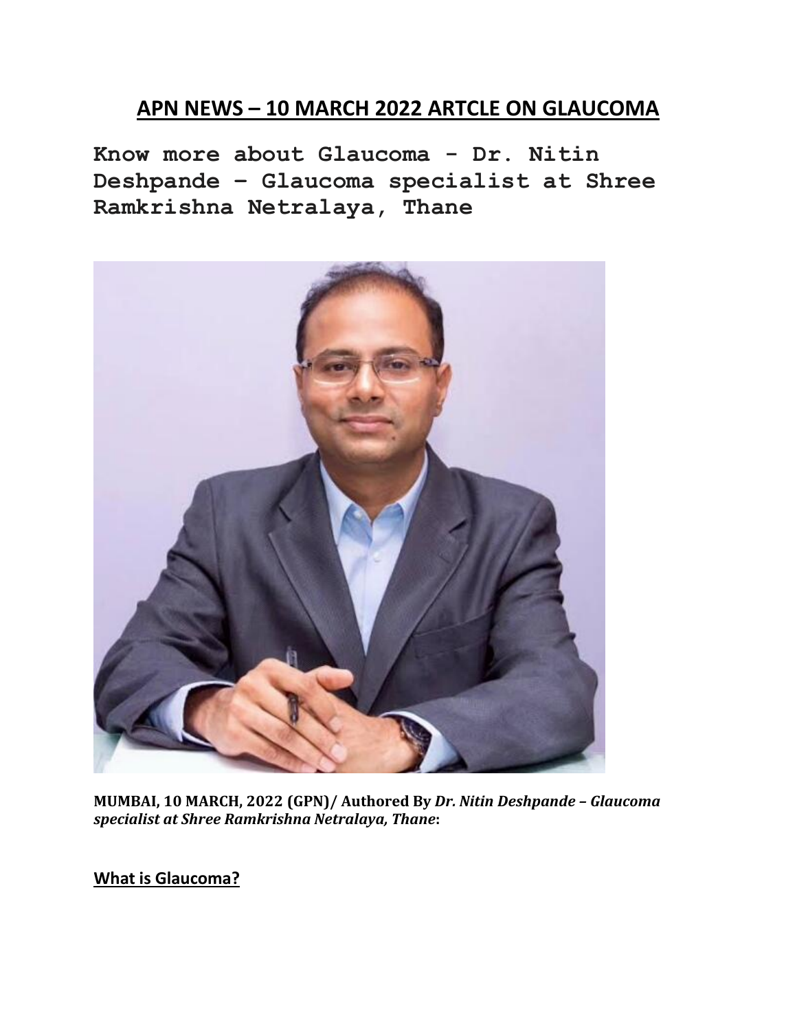# APN NEWS – 10 MARCH 2022 ARTCLE ON GLAUCOMA

## Know more about Glaucoma - Dr. Nitin Deshpande – Glaucoma specialist at Shree Ramkrishna Netralaya, Thane

**MUMBAI, 10 MARCH, 2022 (GPN)/ Authored By *Dr. Nitin Deshpande – Glaucoma specialist at Shree Ramkrishna Netralaya, Thane*:**

**What is Glaucoma?**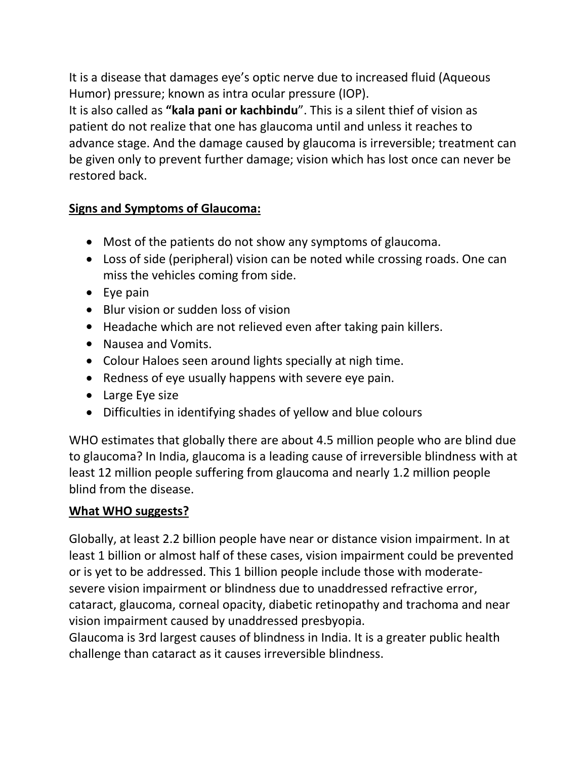It is a disease that damages eye's optic nerve due to increased fluid (Aqueous Humor) pressure; known as intra ocular pressure (IOP).
It is also called as **"kala pani or kachbindu**". This is a silent thief of vision as patient do not realize that one has glaucoma until and unless it reaches to advance stage. And the damage caused by glaucoma is irreversible; treatment can be given only to prevent further damage; vision which has lost once can never be restored back.

## <u>Signs and Symptoms of Glaucoma:</u>

- Most of the patients do not show any symptoms of glaucoma.
- Loss of side (peripheral) vision can be noted while crossing roads. One can miss the vehicles coming from side.
- Eye pain
- Blur vision or sudden loss of vision
- Headache which are not relieved even after taking pain killers.
- Nausea and Vomits.
- Colour Haloes seen around lights specially at nigh time.
- Redness of eye usually happens with severe eye pain.
- Large Eye size
- Difficulties in identifying shades of yellow and blue colours

WHO estimates that globally there are about 4.5 million people who are blind due to glaucoma? In India, glaucoma is a leading cause of irreversible blindness with at least 12 million people suffering from glaucoma and nearly 1.2 million people blind from the disease.

## <u>What WHO suggests?</u>

Globally, at least 2.2 billion people have near or distance vision impairment. In at least 1 billion or almost half of these cases, vision impairment could be prevented or is yet to be addressed. This 1 billion people include those with moderate-severe vision impairment or blindness due to unaddressed refractive error, cataract, glaucoma, corneal opacity, diabetic retinopathy and trachoma and near vision impairment caused by unaddressed presbyopia.
Glaucoma is 3rd largest causes of blindness in India. It is a greater public health challenge than cataract as it causes irreversible blindness.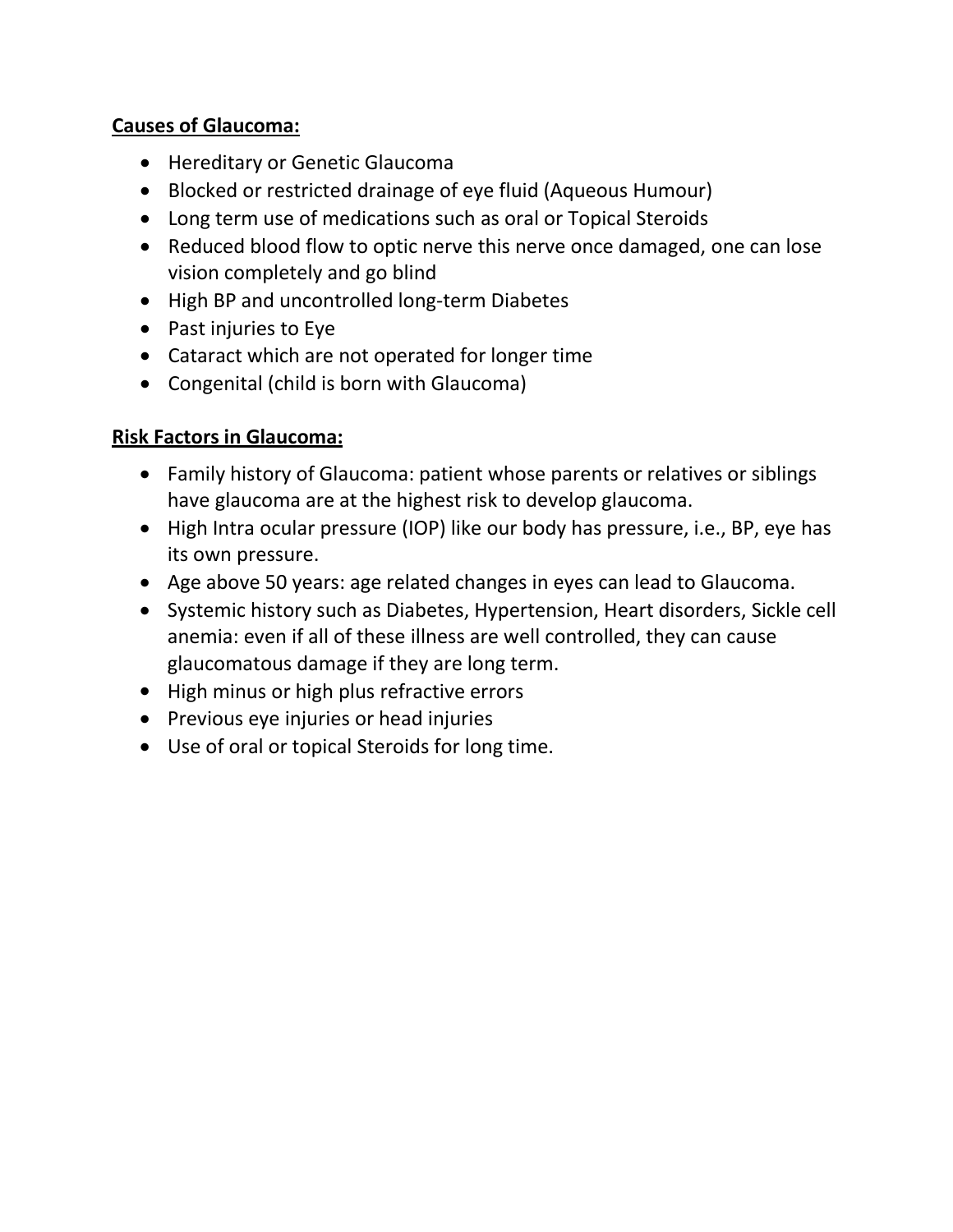**Causes of Glaucoma:**

- Hereditary or Genetic Glaucoma
- Blocked or restricted drainage of eye fluid (Aqueous Humour)
- Long term use of medications such as oral or Topical Steroids
- Reduced blood flow to optic nerve this nerve once damaged, one can lose vision completely and go blind
- High BP and uncontrolled long-term Diabetes
- Past injuries to Eye
- Cataract which are not operated for longer time
- Congenital (child is born with Glaucoma)

**Risk Factors in Glaucoma:**

- Family history of Glaucoma: patient whose parents or relatives or siblings have glaucoma are at the highest risk to develop glaucoma.
- High Intra ocular pressure (IOP) like our body has pressure, i.e., BP, eye has its own pressure.
- Age above 50 years: age related changes in eyes can lead to Glaucoma.
- Systemic history such as Diabetes, Hypertension, Heart disorders, Sickle cell anemia: even if all of these illness are well controlled, they can cause glaucomatous damage if they are long term.
- High minus or high plus refractive errors
- Previous eye injuries or head injuries
- Use of oral or topical Steroids for long time.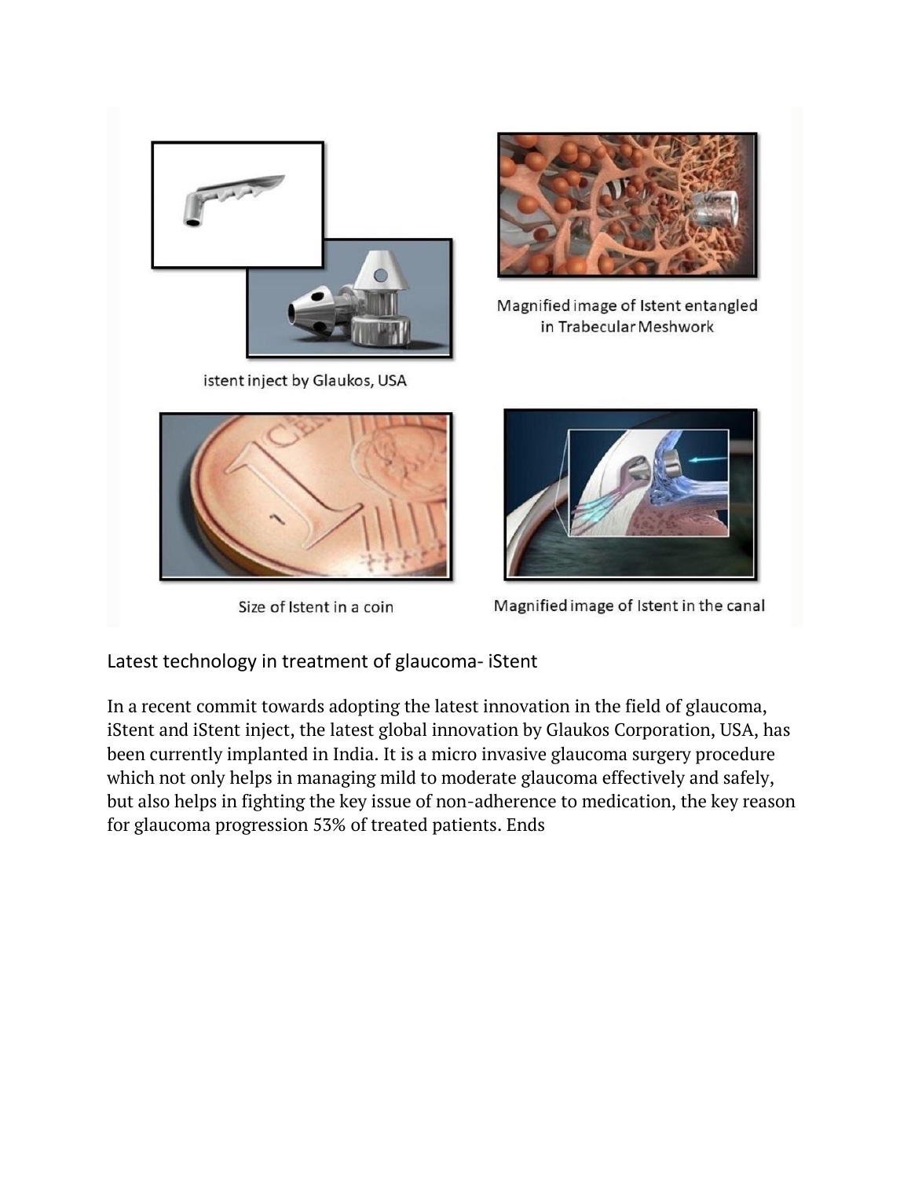istent inject by Glaukos, USA

Magnified image of Istent entangled in Trabecular Meshwork

Size of Istent in a coin

Magnified image of Istent in the canal

## Latest technology in treatment of glaucoma- iStent

In a recent commit towards adopting the latest innovation in the field of glaucoma, iStent and iStent inject, the latest global innovation by Glaukos Corporation, USA, has been currently implanted in India. It is a micro invasive glaucoma surgery procedure which not only helps in managing mild to moderate glaucoma effectively and safely, but also helps in fighting the key issue of non-adherence to medication, the key reason for glaucoma progression 53% of treated patients. Ends